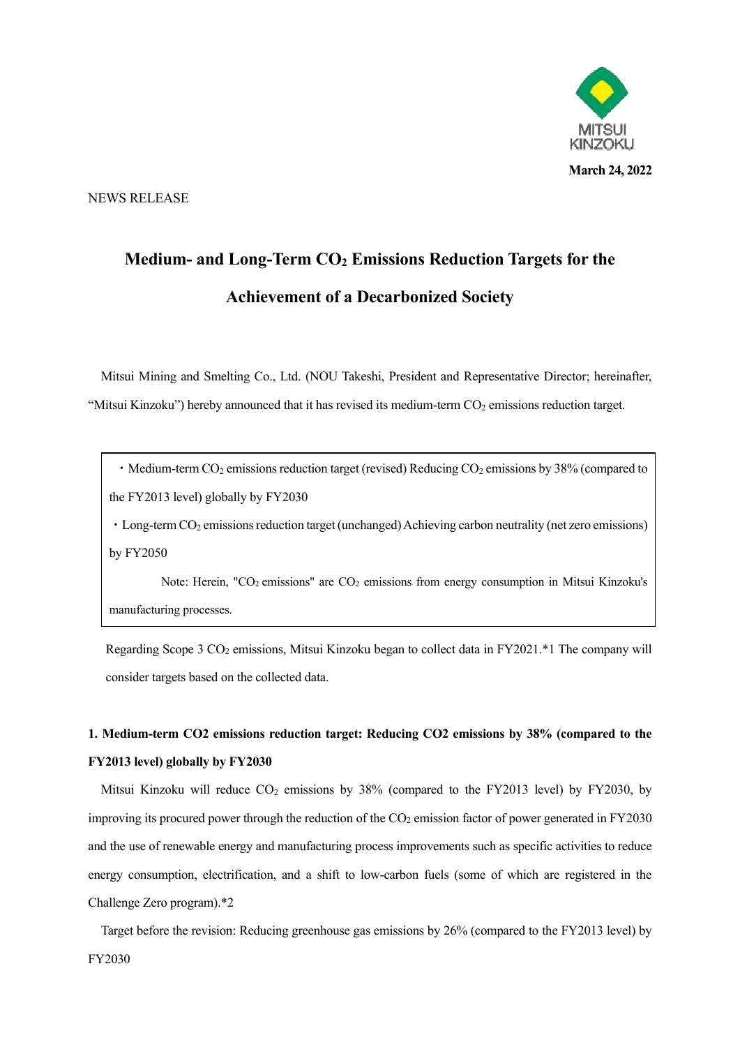MITSUI KINZOKU

**March 24, 2022**

NEWS RELEASE

# Medium- and Long-Term $CO_2$ Emissions Reduction Targets for the Achievement of a Decarbonized Society

Mitsui Mining and Smelting Co., Ltd. (NOU Takeshi, President and Representative Director; hereinafter, "Mitsui Kinzoku") hereby announced that it has revised its medium-term $CO_2$ emissions reduction target.

> ・Medium-term $CO_2$ emissions reduction target (revised) Reducing $CO_2$ emissions by 38% (compared to the FY2013 level) globally by FY2030
>
> ・Long-term $CO_2$ emissions reduction target (unchanged) Achieving carbon neutrality (net zero emissions) by FY2050
>
> Note: Herein, "$CO_2$ emissions" are $CO_2$ emissions from energy consumption in Mitsui Kinzoku's manufacturing processes.

Regarding Scope 3 $CO_2$ emissions, Mitsui Kinzoku began to collect data in FY2021.*1 The company will consider targets based on the collected data.

## 1. Medium-term CO2 emissions reduction target: Reducing CO2 emissions by 38% (compared to the FY2013 level) globally by FY2030

Mitsui Kinzoku will reduce $CO_2$ emissions by 38% (compared to the FY2013 level) by FY2030, by improving its procured power through the reduction of the $CO_2$ emission factor of power generated in FY2030 and the use of renewable energy and manufacturing process improvements such as specific activities to reduce energy consumption, electrification, and a shift to low-carbon fuels (some of which are registered in the Challenge Zero program).*2

Target before the revision: Reducing greenhouse gas emissions by 26% (compared to the FY2013 level) by FY2030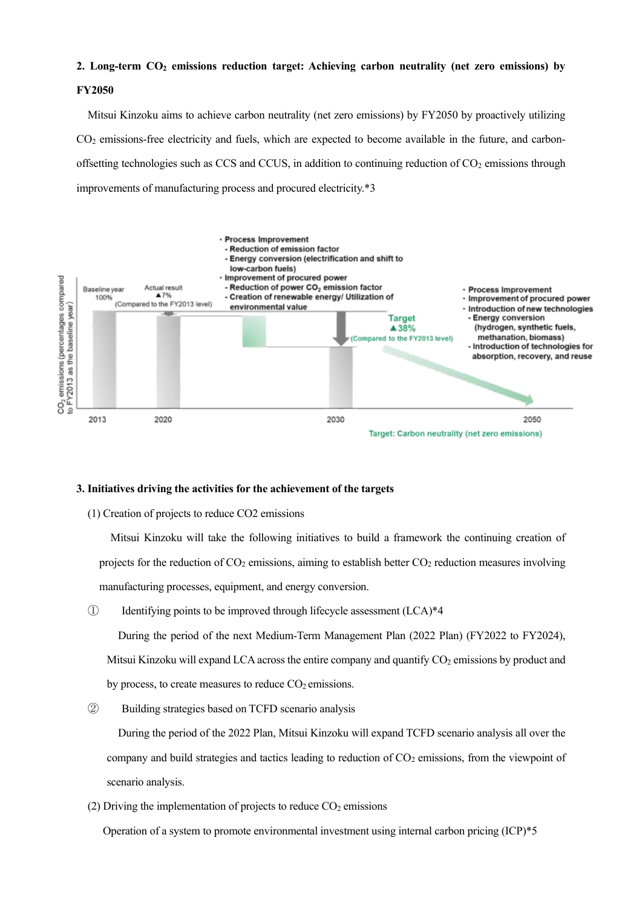## 2. Long-term $CO_2$ emissions reduction target: Achieving carbon neutrality (net zero emissions) by FY2050

Mitsui Kinzoku aims to achieve carbon neutrality (net zero emissions) by FY2050 by proactively utilizing $CO_2$ emissions-free electricity and fuels, which are expected to become available in the future, and carbon-offsetting technologies such as CCS and CCUS, in addition to continuing reduction of $CO_2$ emissions through improvements of manufacturing process and procured electricity.*3

CO₂ emissions (percentages compared to FY2013 as the baseline year)

- Baseline year 100% (2013)
- Actual result ▲7% (Compared to the FY2013 level) (2020)
- Process Improvement
  - Reduction of emission factor
  - Energy conversion (electrification and shift to low-carbon fuels)
- Improvement of procured power
  - Reduction of power $CO_2$ emission factor
  - Creation of renewable energy/ Utilization of environmental value
- Target ▲38% (Compared to the FY2013 level) (2030)
- Process Improvement
- Improvement of procured power
- Introduction of new technologies
  - Energy conversion (hydrogen, synthetic fuels, methanation, biomass)
  - Introduction of technologies for absorption, recovery, and reuse

2013 2020 2030 2050

Target: Carbon neutrality (net zero emissions)

## 3. Initiatives driving the activities for the achievement of the targets

(1) Creation of projects to reduce CO2 emissions

Mitsui Kinzoku will take the following initiatives to build a framework the continuing creation of projects for the reduction of $CO_2$ emissions, aiming to establish better $CO_2$ reduction measures involving manufacturing processes, equipment, and energy conversion.

① Identifying points to be improved through lifecycle assessment (LCA)*4

During the period of the next Medium-Term Management Plan (2022 Plan) (FY2022 to FY2024), Mitsui Kinzoku will expand LCA across the entire company and quantify $CO_2$ emissions by product and by process, to create measures to reduce $CO_2$ emissions.

② Building strategies based on TCFD scenario analysis

During the period of the 2022 Plan, Mitsui Kinzoku will expand TCFD scenario analysis all over the company and build strategies and tactics leading to reduction of $CO_2$ emissions, from the viewpoint of scenario analysis.

(2) Driving the implementation of projects to reduce $CO_2$ emissions

Operation of a system to promote environmental investment using internal carbon pricing (ICP)*5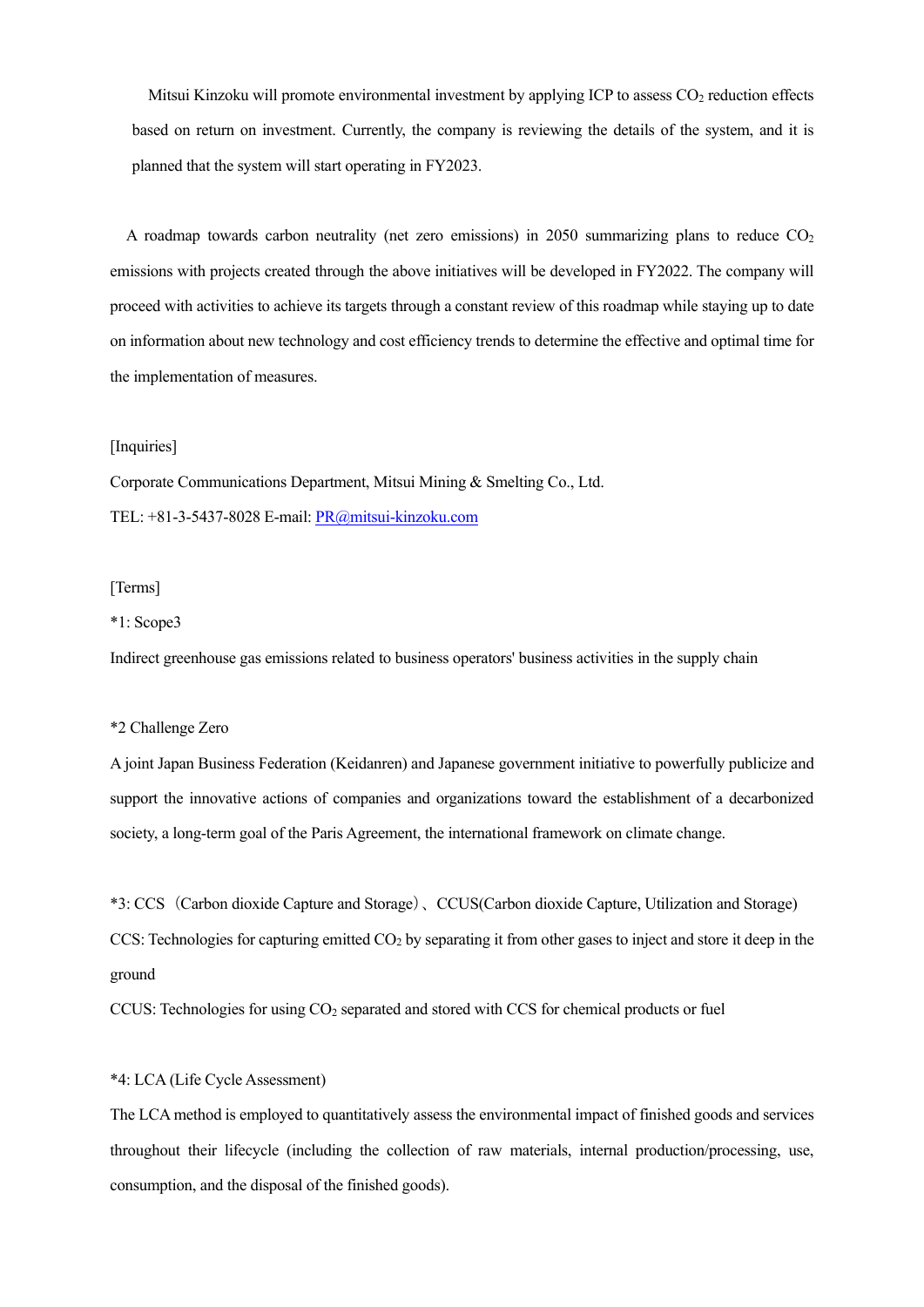Mitsui Kinzoku will promote environmental investment by applying ICP to assess $CO_2$ reduction effects based on return on investment. Currently, the company is reviewing the details of the system, and it is planned that the system will start operating in FY2023.

A roadmap towards carbon neutrality (net zero emissions) in 2050 summarizing plans to reduce $CO_2$ emissions with projects created through the above initiatives will be developed in FY2022. The company will proceed with activities to achieve its targets through a constant review of this roadmap while staying up to date on information about new technology and cost efficiency trends to determine the effective and optimal time for the implementation of measures.

[Inquiries]

Corporate Communications Department, Mitsui Mining & Smelting Co., Ltd.

TEL: +81-3-5437-8028 E-mail: PR@mitsui-kinzoku.com

[Terms]

*1: Scope3

Indirect greenhouse gas emissions related to business operators' business activities in the supply chain

*2 Challenge Zero

A joint Japan Business Federation (Keidanren) and Japanese government initiative to powerfully publicize and support the innovative actions of companies and organizations toward the establishment of a decarbonized society, a long-term goal of the Paris Agreement, the international framework on climate change.

*3: CCS（Carbon dioxide Capture and Storage）、CCUS(Carbon dioxide Capture, Utilization and Storage)

CCS: Technologies for capturing emitted $CO_2$ by separating it from other gases to inject and store it deep in the ground

CCUS: Technologies for using $CO_2$ separated and stored with CCS for chemical products or fuel

*4: LCA (Life Cycle Assessment)

The LCA method is employed to quantitatively assess the environmental impact of finished goods and services throughout their lifecycle (including the collection of raw materials, internal production/processing, use, consumption, and the disposal of the finished goods).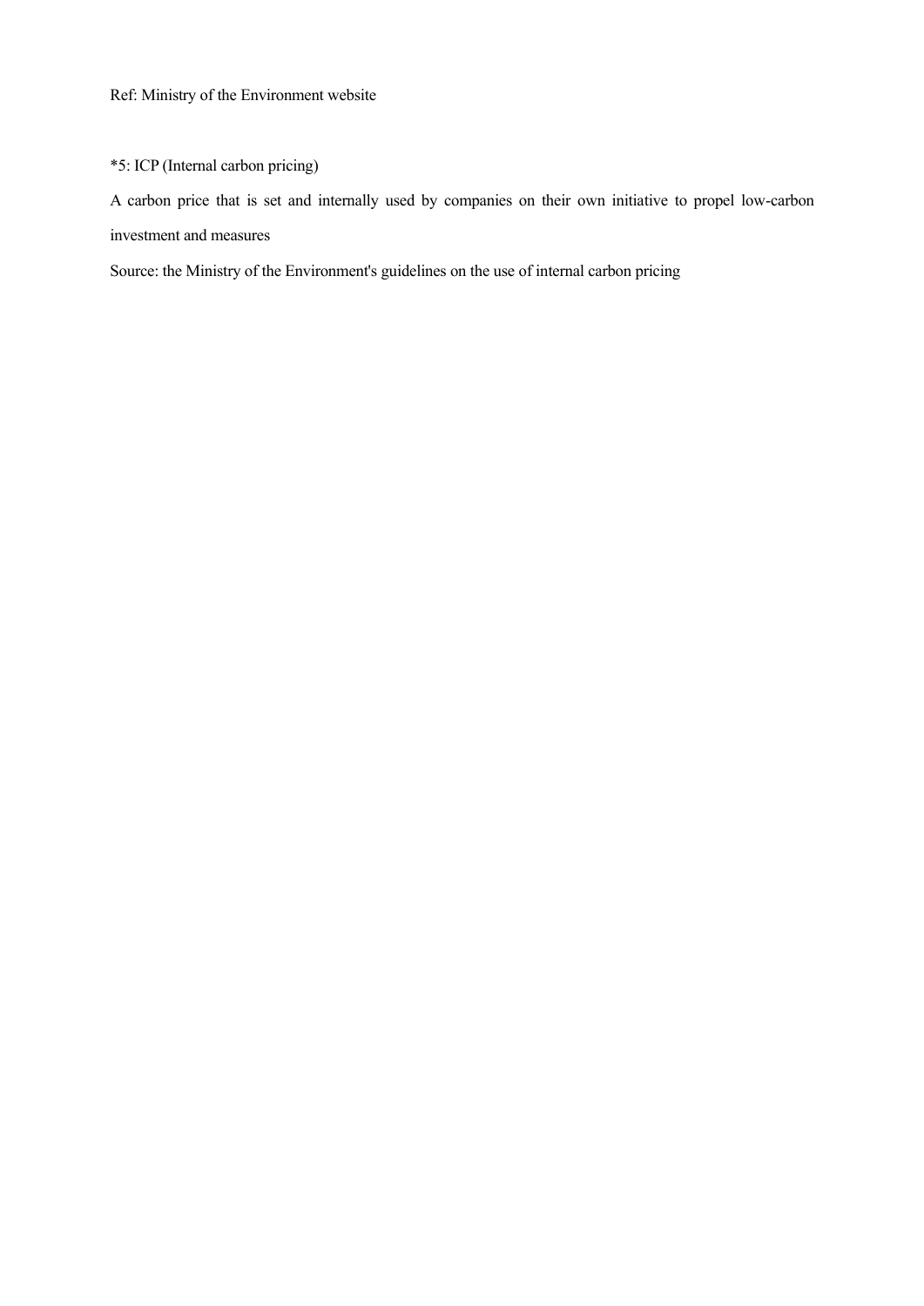Ref: Ministry of the Environment website

*5: ICP (Internal carbon pricing)

A carbon price that is set and internally used by companies on their own initiative to propel low-carbon investment and measures

Source: the Ministry of the Environment's guidelines on the use of internal carbon pricing